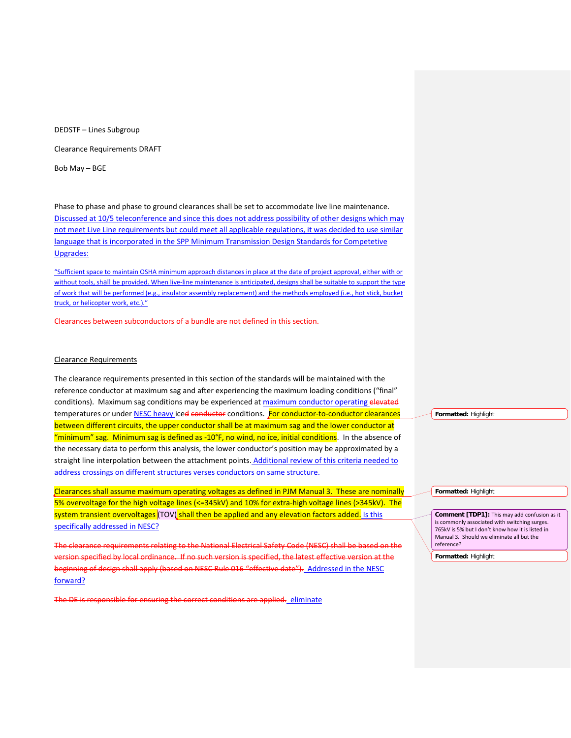DEDSTF – Lines Subgroup

Clearance Requirements DRAFT

Bob May – BGE

Phase to phase and phase to ground clearances shall be set to accommodate live line maintenance. Discussed at 10/5 teleconference and since this does not address possibility of other designs which may not meet Live Line requirements but could meet all applicable regulations, it was decided to use similar language that is incorporated in the SPP Minimum Transmission Design Standards for Competetive Upgrades:

"Sufficient space to maintain OSHA minimum approach distances in place at the date of project approval, either with or without tools, shall be provided. When live-line maintenance is anticipated, designs shall be suitable to support the type of work that will be performed (e.g., insulator assembly replacement) and the methods employed (i.e., hot stick, bucket truck, or helicopter work, etc.)."

~~Clearances between subconductors of a bundle are not defined in this section.~~

Clearance Requirements

The clearance requirements presented in this section of the standards will be maintained with the reference conductor at maximum sag and after experiencing the maximum loading conditions ("final" conditions). Maximum sag conditions may be experienced at maximum conductor operating ~~elevated~~ temperatures or under NESC heavy iced ~~conductor~~ conditions. For conductor-to-conductor clearances between different circuits, the upper conductor shall be at maximum sag and the lower conductor at "minimum" sag. Minimum sag is defined as -10°F, no wind, no ice, initial conditions. In the absence of the necessary data to perform this analysis, the lower conductor's position may be approximated by a straight line interpolation between the attachment points. Additional review of this criteria needed to address crossings on different structures verses conductors on same structure.

Clearances shall assume maximum operating voltages as defined in PJM Manual 3. These are nominally 5% overvoltage for the high voltage lines (<=345kV) and 10% for extra-high voltage lines (>345kV). The system transient overvoltages (TOV) shall then be applied and any elevation factors added. Is this specifically addressed in NESC?

~~The clearance requirements relating to the National Electrical Safety Code (NESC) shall be based on the version specified by local ordinance. If no such version is specified, the latest effective version at the beginning of design shall apply (based on NESC Rule 016 "effective date").~~ Addressed in the NESC forward?

~~The DE is responsible for ensuring the correct conditions are applied.~~ eliminate

Formatted: Highlight

Formatted: Highlight

Comment [TDP1]: This may add confusion as it is commonly associated with switching surges. 765kV is 5% but I don't know how it is listed in Manual 3. Should we eliminate all but the reference?

Formatted: Highlight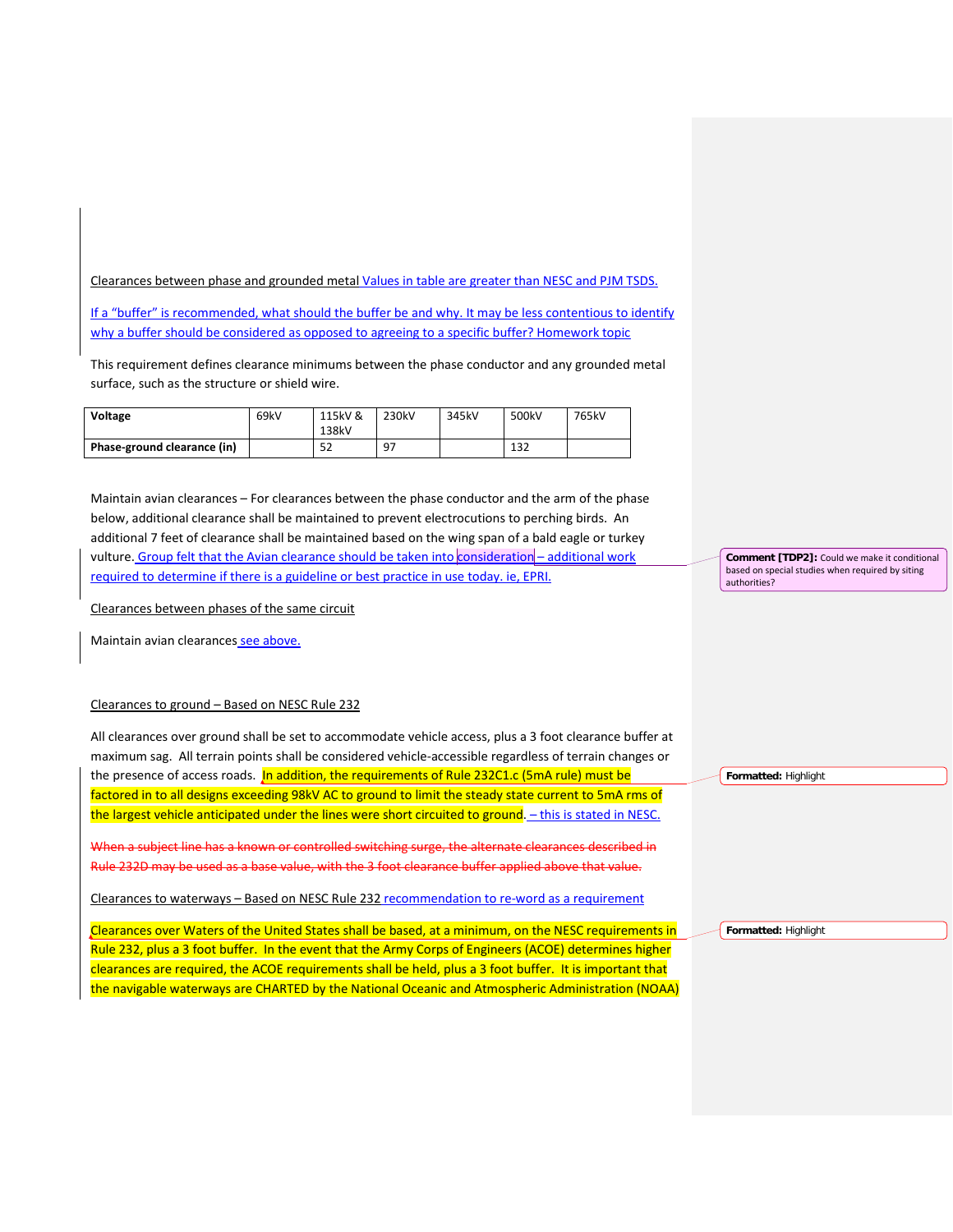Clearances between phase and grounded metal Values in table are greater than NESC and PJM TSDS.

If a "buffer" is recommended, what should the buffer be and why. It may be less contentious to identify why a buffer should be considered as opposed to agreeing to a specific buffer? Homework topic

This requirement defines clearance minimums between the phase conductor and any grounded metal surface, such as the structure or shield wire.

| Voltage | 69kV | 115kV & 138kV | 230kV | 345kV | 500kV | 765kV |
|---|---|---|---|---|---|---|
| Phase-ground clearance (in) | | 52 | 97 | | 132 | |

Maintain avian clearances – For clearances between the phase conductor and the arm of the phase below, additional clearance shall be maintained to prevent electrocutions to perching birds. An additional 7 feet of clearance shall be maintained based on the wing span of a bald eagle or turkey vulture. Group felt that the Avian clearance should be taken into consideration – additional work required to determine if there is a guideline or best practice in use today. ie, EPRI.

Comment [TDP2]: Could we make it conditional based on special studies when required by siting authorities?

Clearances between phases of the same circuit

Maintain avian clearances see above.

Clearances to ground – Based on NESC Rule 232

All clearances over ground shall be set to accommodate vehicle access, plus a 3 foot clearance buffer at maximum sag. All terrain points shall be considered vehicle-accessible regardless of terrain changes or the presence of access roads. In addition, the requirements of Rule 232C1.c (5mA rule) must be factored in to all designs exceeding 98kV AC to ground to limit the steady state current to 5mA rms of the largest vehicle anticipated under the lines were short circuited to ground. – this is stated in NESC.

~~When a subject line has a known or controlled switching surge, the alternate clearances described in Rule 232D may be used as a base value, with the 3 foot clearance buffer applied above that value.~~

Clearances to waterways – Based on NESC Rule 232 recommendation to re-word as a requirement

Clearances over Waters of the United States shall be based, at a minimum, on the NESC requirements in Rule 232, plus a 3 foot buffer. In the event that the Army Corps of Engineers (ACOE) determines higher clearances are required, the ACOE requirements shall be held, plus a 3 foot buffer. It is important that the navigable waterways are CHARTED by the National Oceanic and Atmospheric Administration (NOAA)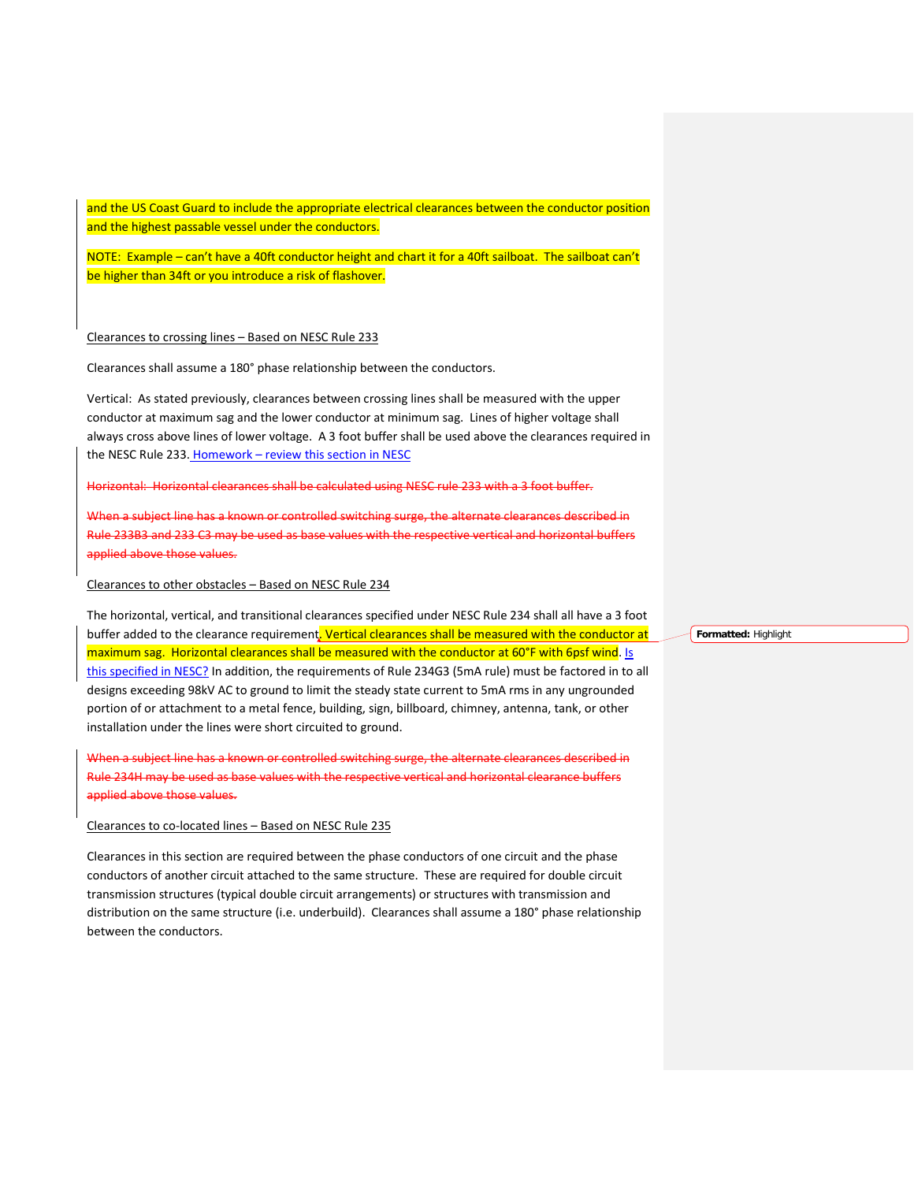and the US Coast Guard to include the appropriate electrical clearances between the conductor position and the highest passable vessel under the conductors.

NOTE: Example – can't have a 40ft conductor height and chart it for a 40ft sailboat. The sailboat can't be higher than 34ft or you introduce a risk of flashover.

Clearances to crossing lines – Based on NESC Rule 233

Clearances shall assume a 180° phase relationship between the conductors.

Vertical: As stated previously, clearances between crossing lines shall be measured with the upper conductor at maximum sag and the lower conductor at minimum sag. Lines of higher voltage shall always cross above lines of lower voltage. A 3 foot buffer shall be used above the clearances required in the NESC Rule 233. Homework – review this section in NESC

~~Horizontal: Horizontal clearances shall be calculated using NESC rule 233 with a 3 foot buffer.~~

~~When a subject line has a known or controlled switching surge, the alternate clearances described in Rule 233B3 and 233 C3 may be used as base values with the respective vertical and horizontal buffers applied above those values.~~

Clearances to other obstacles – Based on NESC Rule 234

The horizontal, vertical, and transitional clearances specified under NESC Rule 234 shall all have a 3 foot buffer added to the clearance requirement. Vertical clearances shall be measured with the conductor at maximum sag. Horizontal clearances shall be measured with the conductor at 60°F with 6psf wind. Is this specified in NESC? In addition, the requirements of Rule 234G3 (5mA rule) must be factored in to all designs exceeding 98kV AC to ground to limit the steady state current to 5mA rms in any ungrounded portion of or attachment to a metal fence, building, sign, billboard, chimney, antenna, tank, or other installation under the lines were short circuited to ground.

~~When a subject line has a known or controlled switching surge, the alternate clearances described in Rule 234H may be used as base values with the respective vertical and horizontal clearance buffers applied above those values.~~

Clearances to co-located lines – Based on NESC Rule 235

Clearances in this section are required between the phase conductors of one circuit and the phase conductors of another circuit attached to the same structure. These are required for double circuit transmission structures (typical double circuit arrangements) or structures with transmission and distribution on the same structure (i.e. underbuild). Clearances shall assume a 180° phase relationship between the conductors.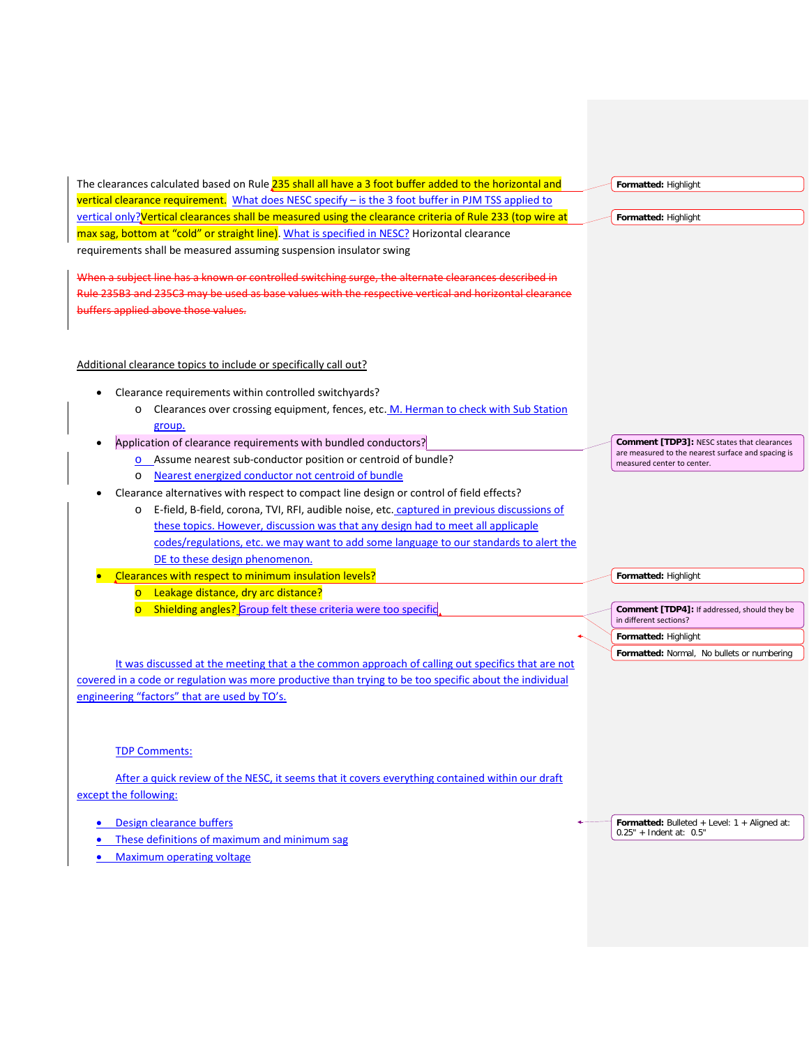The clearances calculated based on Rule 235 shall all have a 3 foot buffer added to the horizontal and vertical clearance requirement. What does NESC specify – is the 3 foot buffer in PJM TSS applied to vertical only? Vertical clearances shall be measured using the clearance criteria of Rule 233 (top wire at max sag, bottom at "cold" or straight line). What is specified in NESC? Horizontal clearance requirements shall be measured assuming suspension insulator swing

~~When a subject line has a known or controlled switching surge, the alternate clearances described in Rule 235B3 and 235C3 may be used as base values with the respective vertical and horizontal clearance buffers applied above those values.~~

Additional clearance topics to include or specifically call out?

- Clearance requirements within controlled switchyards?
  - Clearances over crossing equipment, fences, etc. M. Herman to check with Sub Station group.
- Application of clearance requirements with bundled conductors?
  - Assume nearest sub-conductor position or centroid of bundle?
  - Nearest energized conductor not centroid of bundle
- Clearance alternatives with respect to compact line design or control of field effects?
  - E-field, B-field, corona, TVI, RFI, audible noise, etc. captured in previous discussions of these topics. However, discussion was that any design had to meet all applicable codes/regulations, etc. we may want to add some language to our standards to alert the DE to these design phenomenon.
- Clearances with respect to minimum insulation levels?
  - Leakage distance, dry arc distance?
  - Shielding angles? Group felt these criteria were too specific

It was discussed at the meeting that a the common approach of calling out specifics that are not covered in a code or regulation was more productive than trying to be too specific about the individual engineering "factors" that are used by TO's.

TDP Comments:

After a quick review of the NESC, it seems that it covers everything contained within our draft except the following:

- Design clearance buffers
- These definitions of maximum and minimum sag
- Maximum operating voltage

Formatted: Highlight

Formatted: Highlight

Comment [TDP3]: NESC states that clearances are measured to the nearest surface and spacing is measured center to center.

Formatted: Highlight

Comment [TDP4]: If addressed, should they be in different sections?

Formatted: Highlight

Formatted: Normal, No bullets or numbering

Formatted: Bulleted + Level: 1 + Aligned at: 0.25" + Indent at: 0.5"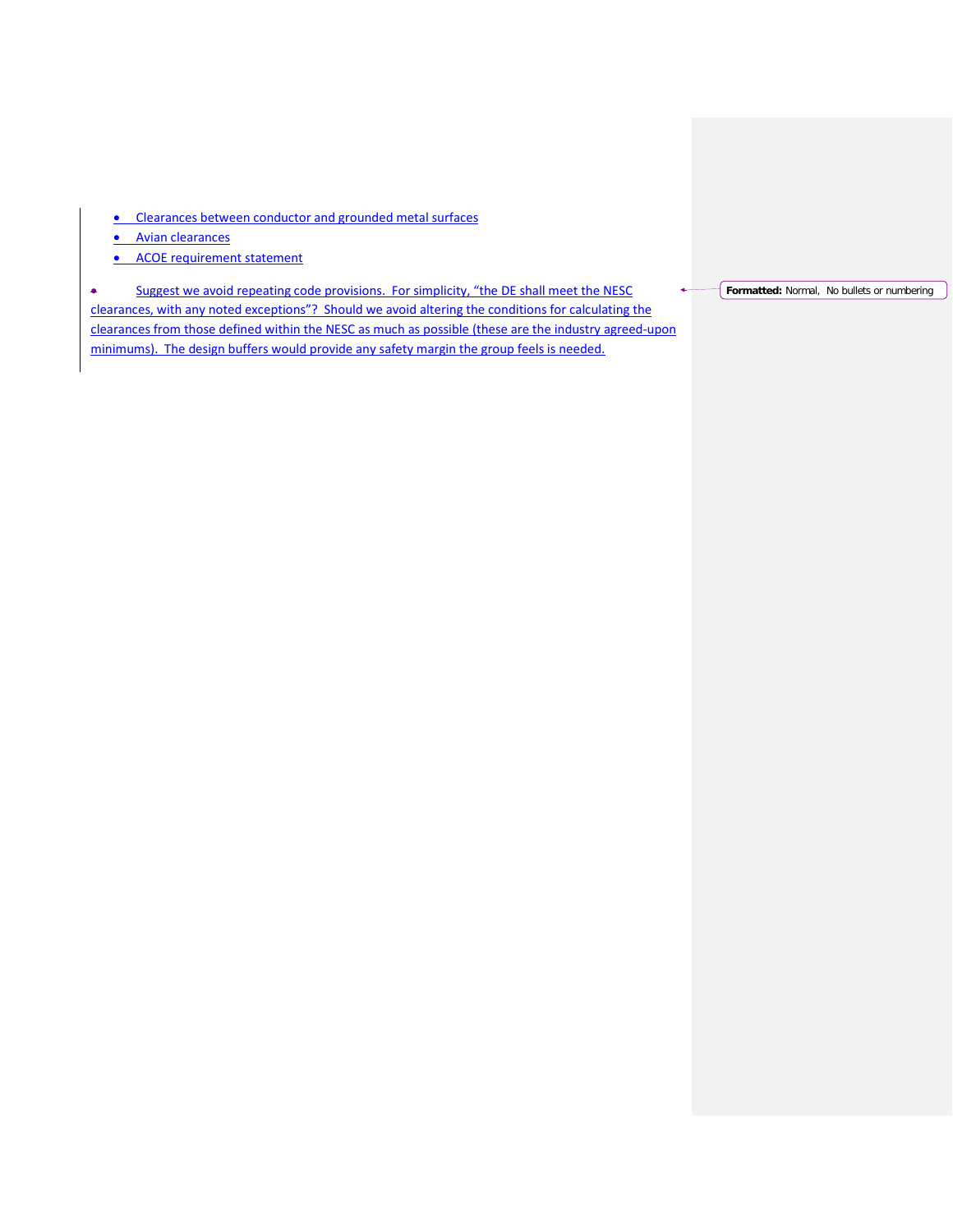- Clearances between conductor and grounded metal surfaces
- Avian clearances
- ACOE requirement statement

Suggest we avoid repeating code provisions. For simplicity, “the DE shall meet the NESC clearances, with any noted exceptions”? Should we avoid altering the conditions for calculating the clearances from those defined within the NESC as much as possible (these are the industry agreed-upon minimums). The design buffers would provide any safety margin the group feels is needed.